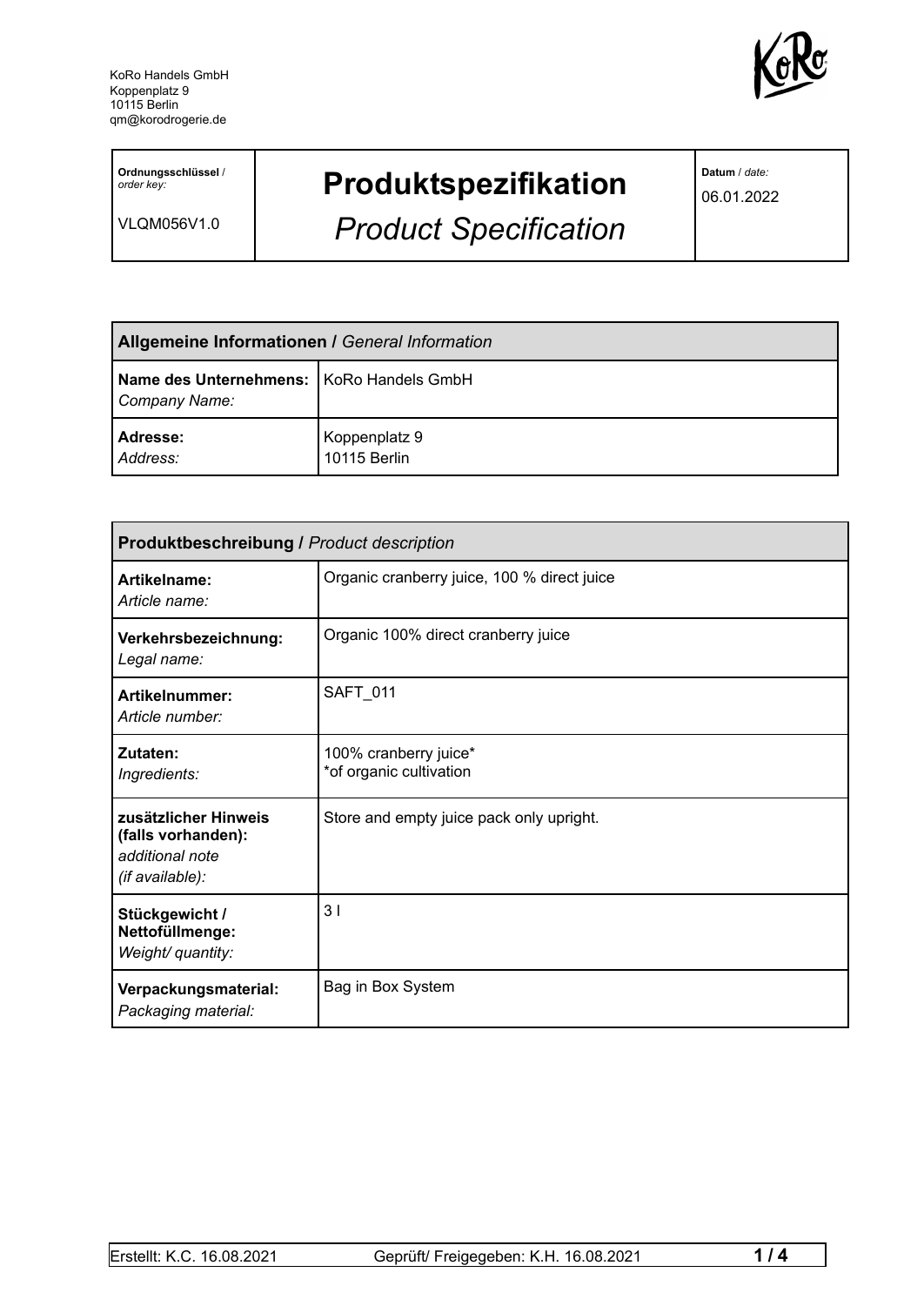KoRo Handels GmbH
Koppenplatz 9
10115 Berlin
qm@korodrogerie.de

| **Ordnungsschlüssel** / *order key:* VLQM056V1.0 | **Produktspezifikation** *Product Specification* | **Datum** / *date:* 06.01.2022 |
|---|---|---|

| **Allgemeine Informationen /** *General Information* | |
|---|---|
| **Name des Unternehmens:** *Company Name:* | KoRo Handels GmbH |
| **Adresse:** *Address:* | Koppenplatz 9 10115 Berlin |

| **Produktbeschreibung /** *Product description* | |
|---|---|
| **Artikelname:** *Article name:* | Organic cranberry juice, 100 % direct juice |
| **Verkehrsbezeichnung:** *Legal name:* | Organic 100% direct cranberry juice |
| **Artikelnummer:** *Article number:* | SAFT_011 |
| **Zutaten:** *Ingredients:* | 100% cranberry juice* *of organic cultivation |
| **zusätzlicher Hinweis (falls vorhanden):** *additional note (if available):* | Store and empty juice pack only upright. |
| **Stückgewicht / Nettofüllmenge:** *Weight/ quantity:* | 3 l |
| **Verpackungsmaterial:** *Packaging material:* | Bag in Box System |

Erstellt: K.C. 16.08.2021 Geprüft/ Freigegeben: K.H. 16.08.2021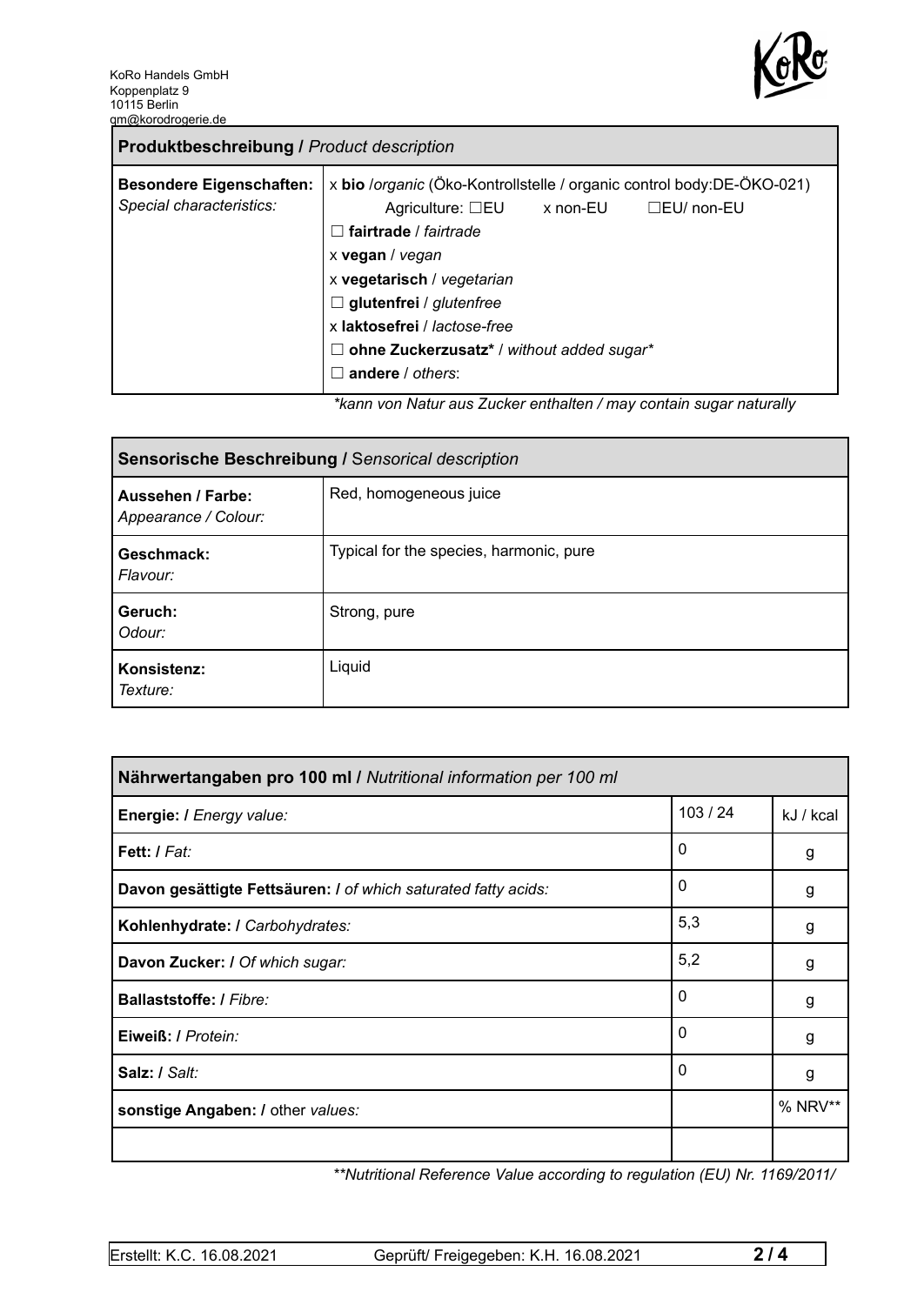KoRo Handels GmbH
Koppenplatz 9
10115 Berlin
qm@korodrogerie.de

| **Produktbeschreibung /** *Product description* | |
|---|---|
| **Besondere Eigenschaften:** *Special characteristics:* | x **bio** /*organic* (Öko-Kontrollstelle / organic control body:DE-ÖKO-021)<br>Agriculture: ☐EU x non-EU ☐EU/ non-EU<br>☐ **fairtrade** / *fairtrade*<br>x **vegan** / *vegan*<br>x **vegetarisch** / *vegetarian*<br>☐ **glutenfrei** / *glutenfree*<br>x **laktosefrei** / *lactose-free*<br>☐ **ohne Zuckerzusatz*** / *without added sugar**<br>☐ **andere** / *others*: |

*\*kann von Natur aus Zucker enthalten / may contain sugar naturally*

| **Sensorische Beschreibung /** Sensorical description | |
|---|---|
| **Aussehen / Farbe:** *Appearance / Colour:* | Red, homogeneous juice |
| **Geschmack:** *Flavour:* | Typical for the species, harmonic, pure |
| **Geruch:** *Odour:* | Strong, pure |
| **Konsistenz:** *Texture:* | Liquid |

| **Nährwertangaben pro 100 ml /** *Nutritional information per 100 ml* | | |
|---|---|---|
| **Energie: /** *Energy value:* | 103 / 24 | kJ / kcal |
| **Fett: /** *Fat:* | 0 | g |
| **Davon gesättigte Fettsäuren: /** *of which saturated fatty acids:* | 0 | g |
| **Kohlenhydrate: /** *Carbohydrates:* | 5,3 | g |
| **Davon Zucker: /** *Of which sugar:* | 5,2 | g |
| **Ballaststoffe: /** *Fibre:* | 0 | g |
| **Eiweiß: /** *Protein:* | 0 | g |
| **Salz: /** *Salt:* | 0 | g |
| **sonstige Angaben: /** other *values:* | | % NRV** |
| | | |

*\*\*Nutritional Reference Value according to regulation (EU) Nr. 1169/2011/*

Erstellt: K.C. 16.08.2021 Geprüft/ Freigegeben: K.H. 16.08.2021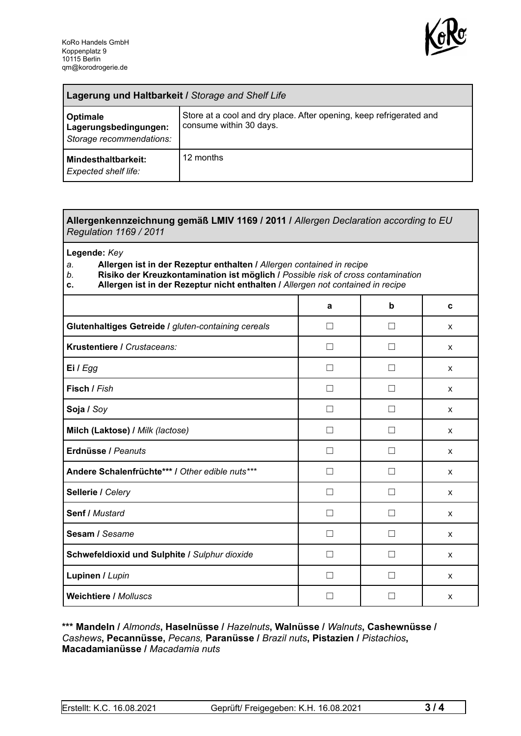KoRo Handels GmbH
Koppenplatz 9
10115 Berlin
qm@korodrogerie.de

| **Lagerung und Haltbarkeit /** *Storage and Shelf Life* | |
|---|---|
| **Optimale Lagerungsbedingungen:** *Storage recommendations:* | Store at a cool and dry place. After opening, keep refrigerated and consume within 30 days. |
| **Mindesthaltbarkeit:** *Expected shelf life:* | 12 months |

**Allergenkennzeichnung gemäß LMIV 1169 / 2011 /** *Allergen Declaration according to EU Regulation 1169 / 2011*

**Legende:** *Key*

*a.* **Allergen ist in der Rezeptur enthalten /** *Allergen contained in recipe*
*b.* **Risiko der Kreuzkontamination ist möglich /** *Possible risk of cross contamination*
**c. Allergen ist in der Rezeptur nicht enthalten /** *Allergen not contained in recipe*

| | a | b | c |
|---|---|---|---|
| **Glutenhaltiges Getreide /** *gluten-containing cereals* | ☐ | ☐ | x |
| **Krustentiere /** *Crustaceans:* | ☐ | ☐ | x |
| **Ei /** *Egg* | ☐ | ☐ | x |
| **Fisch /** *Fish* | ☐ | ☐ | x |
| **Soja /** *Soy* | ☐ | ☐ | x |
| **Milch (Laktose) /** *Milk (lactose)* | ☐ | ☐ | x |
| **Erdnüsse /** *Peanuts* | ☐ | ☐ | x |
| **Andere Schalenfrüchte*** /** *Other edible nuts**** | ☐ | ☐ | x |
| **Sellerie /** *Celery* | ☐ | ☐ | x |
| **Senf /** *Mustard* | ☐ | ☐ | x |
| **Sesam /** *Sesame* | ☐ | ☐ | x |
| **Schwefeldioxid und Sulphite /** *Sulphur dioxide* | ☐ | ☐ | x |
| **Lupinen /** *Lupin* | ☐ | ☐ | x |
| **Weichtiere /** *Molluscs* | ☐ | ☐ | x |

**\*\*\* Mandeln /** *Almonds***, Haselnüsse /** *Hazelnuts***, Walnüsse /** *Walnuts***, Cashewnüsse /** *Cashews***, Pecannüsse,** *Pecans,* **Paranüsse /** *Brazil nuts***, Pistazien /** *Pistachios***, Macadamianüsse /** *Macadamia nuts*

Erstellt: K.C. 16.08.2021 | Geprüft/ Freigegeben: K.H. 16.08.2021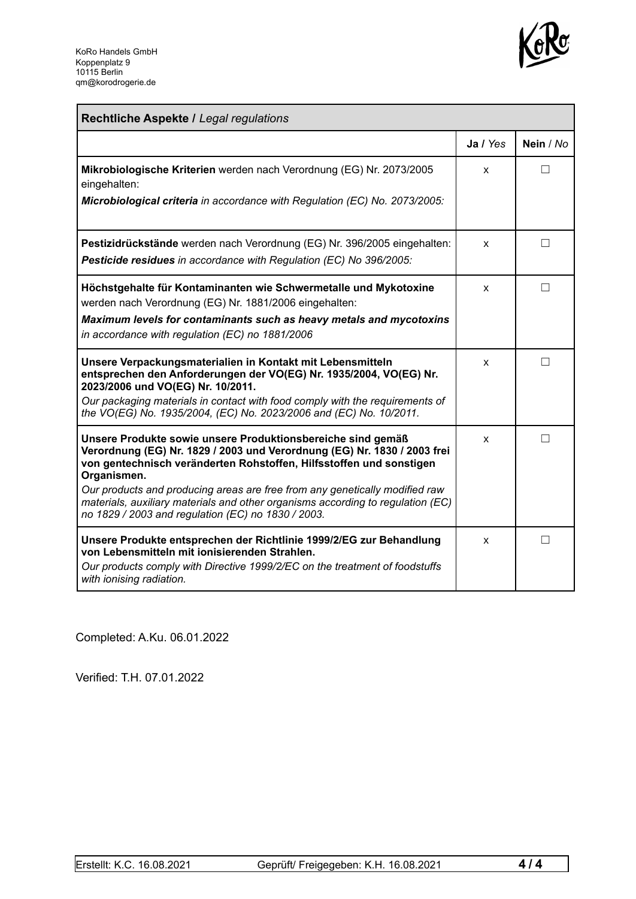| Rechtliche Aspekte / *Legal regulations* | | |
|---|---|---|
| | **Ja /** *Yes* | **Nein** / *No* |
| **Mikrobiologische Kriterien** werden nach Verordnung (EG) Nr. 2073/2005 eingehalten: ***Microbiological criteria*** *in accordance with Regulation (EC) No. 2073/2005:* | x | ☐ |
| **Pestizidrückstände** werden nach Verordnung (EG) Nr. 396/2005 eingehalten: ***Pesticide residues*** *in accordance with Regulation (EC) No 396/2005:* | x | ☐ |
| **Höchstgehalte für Kontaminanten wie Schwermetalle und Mykotoxine** werden nach Verordnung (EG) Nr. 1881/2006 eingehalten: ***Maximum levels for contaminants such as heavy metals and mycotoxins*** *in accordance with regulation (EC) no 1881/2006* | x | ☐ |
| **Unsere Verpackungsmaterialien in Kontakt mit Lebensmitteln entsprechen den Anforderungen der VO(EG) Nr. 1935/2004, VO(EG) Nr. 2023/2006 und VO(EG) Nr. 10/2011.** *Our packaging materials in contact with food comply with the requirements of the VO(EG) No. 1935/2004, (EC) No. 2023/2006 and (EC) No. 10/2011.* | x | ☐ |
| **Unsere Produkte sowie unsere Produktionsbereiche sind gemäß Verordnung (EG) Nr. 1829 / 2003 und Verordnung (EG) Nr. 1830 / 2003 frei von gentechnisch veränderten Rohstoffen, Hilfsstoffen und sonstigen Organismen.** *Our products and producing areas are free from any genetically modified raw materials, auxiliary materials and other organisms according to regulation (EC) no 1829 / 2003 and regulation (EC) no 1830 / 2003.* | x | ☐ |
| **Unsere Produkte entsprechen der Richtlinie 1999/2/EG zur Behandlung von Lebensmitteln mit ionisierenden Strahlen.** *Our products comply with Directive 1999/2/EC on the treatment of foodstuffs with ionising radiation.* | x | ☐ |

Completed: A.Ku. 06.01.2022

Verified: T.H. 07.01.2022